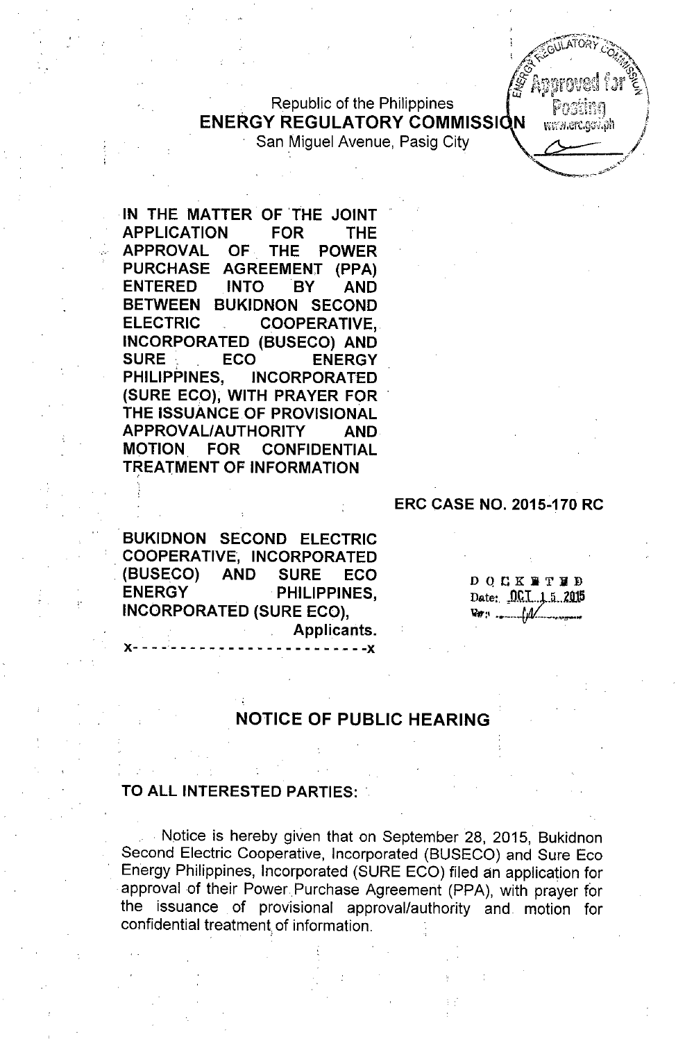Republic of the Philippines
**ENERGY REGULATORY COMMISSION**
San Miguel Avenue, Pasig City

**IN THE MATTER OF THE JOINT APPLICATION FOR THE APPROVAL OF THE POWER PURCHASE AGREEMENT (PPA) ENTERED INTO BY AND BETWEEN BUKIDNON SECOND ELECTRIC COOPERATIVE, INCORPORATED (BUSECO) AND SURE ECO ENERGY PHILIPPINES, INCORPORATED (SURE ECO), WITH PRAYER FOR THE ISSUANCE OF PROVISIONAL APPROVAL/AUTHORITY AND MOTION FOR CONFIDENTIAL TREATMENT OF INFORMATION**

**ERC CASE NO. 2015-170 RC**

**BUKIDNON SECOND ELECTRIC COOPERATIVE, INCORPORATED (BUSECO) AND SURE ECO ENERGY PHILIPPINES, INCORPORATED (SURE ECO),**
**Applicants.**

x- - - - - - - - - - - - - - - - - - - - - - - -x

DOCKETED
Date: OCT 15 2015

## NOTICE OF PUBLIC HEARING

**TO ALL INTERESTED PARTIES:**

Notice is hereby given that on September 28, 2015, Bukidnon Second Electric Cooperative, Incorporated (BUSECO) and Sure Eco Energy Philippines, Incorporated (SURE ECO) filed an application for approval of their Power Purchase Agreement (PPA), with prayer for the issuance of provisional approval/authority and motion for confidential treatment of information.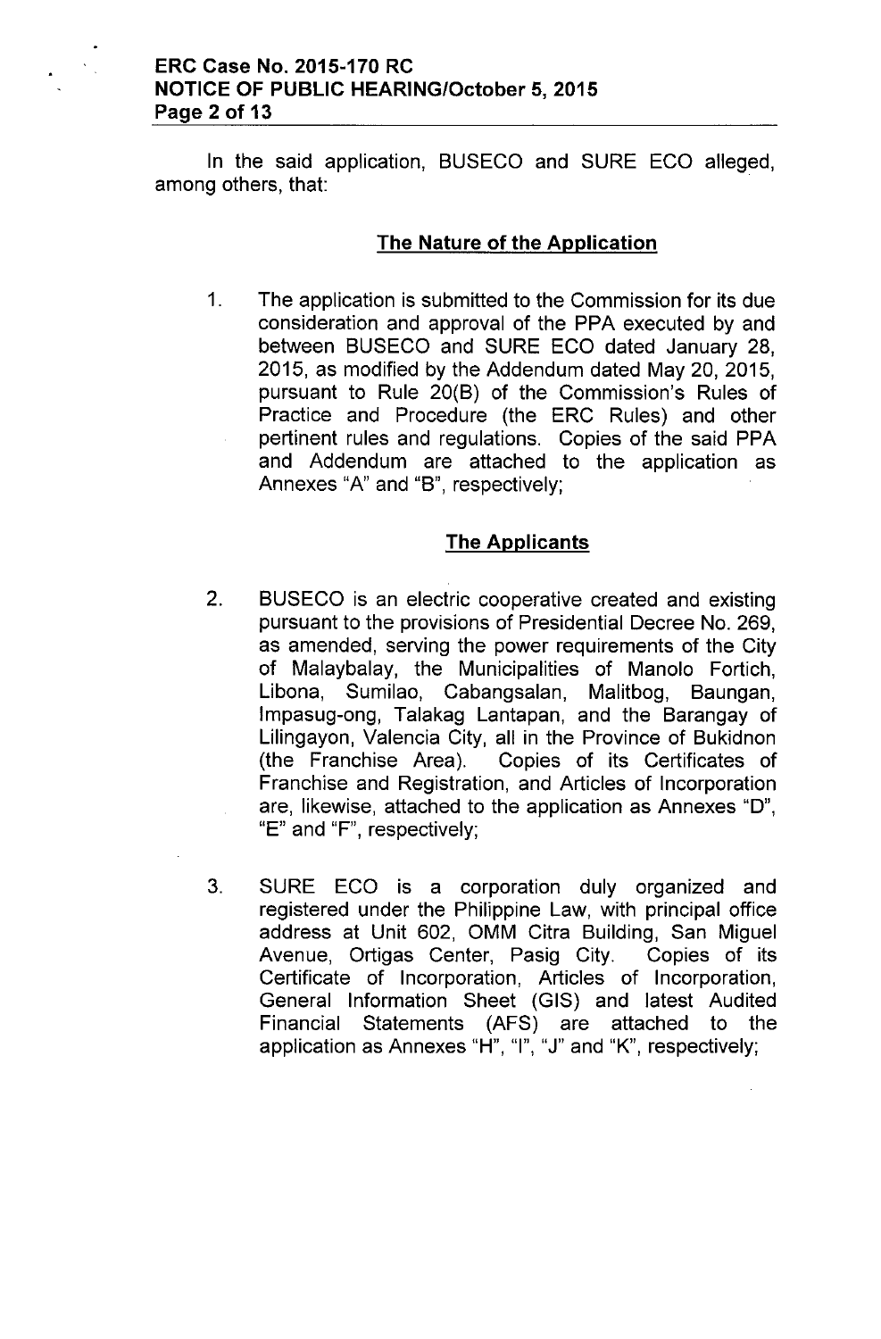In the said application, BUSECO and SURE ECO alleged, among others, that:

## The Nature of the Application

1. The application is submitted to the Commission for its due consideration and approval of the PPA executed by and between BUSECO and SURE ECO dated January 28, 2015, as modified by the Addendum dated May 20, 2015, pursuant to Rule 20(B) of the Commission's Rules of Practice and Procedure (the ERC Rules) and other pertinent rules and regulations. Copies of the said PPA and Addendum are attached to the application as Annexes "A" and "B", respectively;

## The Applicants

2. BUSECO is an electric cooperative created and existing pursuant to the provisions of Presidential Decree No. 269, as amended, serving the power requirements of the City of Malaybalay, the Municipalities of Manolo Fortich, Libona, Sumilao, Cabangsalan, Malitbog, Baungan, Impasug-ong, Talakag Lantapan, and the Barangay of Lilingayon, Valencia City, all in the Province of Bukidnon (the Franchise Area). Copies of its Certificates of Franchise and Registration, and Articles of Incorporation are, likewise, attached to the application as Annexes "D", "E" and "F", respectively;

3. SURE ECO is a corporation duly organized and registered under the Philippine Law, with principal office address at Unit 602, OMM Citra Building, San Miguel Avenue, Ortigas Center, Pasig City. Copies of its Certificate of Incorporation, Articles of Incorporation, General Information Sheet (GIS) and latest Audited Financial Statements (AFS) are attached to the application as Annexes "H", "I", "J" and "K", respectively;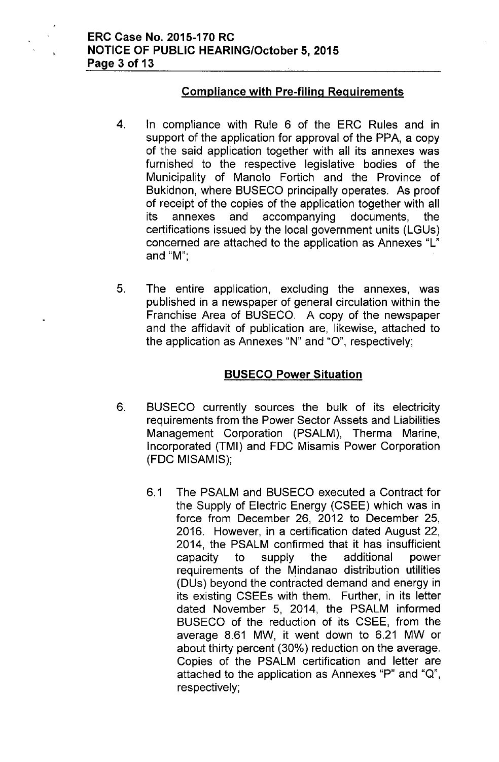## Compliance with Pre-filing Requirements

4. In compliance with Rule 6 of the ERC Rules and in support of the application for approval of the PPA, a copy of the said application together with all its annexes was furnished to the respective legislative bodies of the Municipality of Manolo Fortich and the Province of Bukidnon, where BUSECO principally operates. As proof of receipt of the copies of the application together with all its annexes and accompanying documents, the certifications issued by the local government units (LGUs) concerned are attached to the application as Annexes "L" and "M";

5. The entire application, excluding the annexes, was published in a newspaper of general circulation within the Franchise Area of BUSECO. A copy of the newspaper and the affidavit of publication are, likewise, attached to the application as Annexes "N" and "O", respectively;

## BUSECO Power Situation

6. BUSECO currently sources the bulk of its electricity requirements from the Power Sector Assets and Liabilities Management Corporation (PSALM), Therma Marine, Incorporated (TMI) and FDC Misamis Power Corporation (FDC MISAMIS);

   6.1 The PSALM and BUSECO executed a Contract for the Supply of Electric Energy (CSEE) which was in force from December 26, 2012 to December 25, 2016. However, in a certification dated August 22, 2014, the PSALM confirmed that it has insufficient capacity to supply the additional power requirements of the Mindanao distribution utilities (DUs) beyond the contracted demand and energy in its existing CSEEs with them. Further, in its letter dated November 5, 2014, the PSALM informed BUSECO of the reduction of its CSEE, from the average 8.61 MW, it went down to 6.21 MW or about thirty percent (30%) reduction on the average. Copies of the PSALM certification and letter are attached to the application as Annexes "P" and "Q", respectively;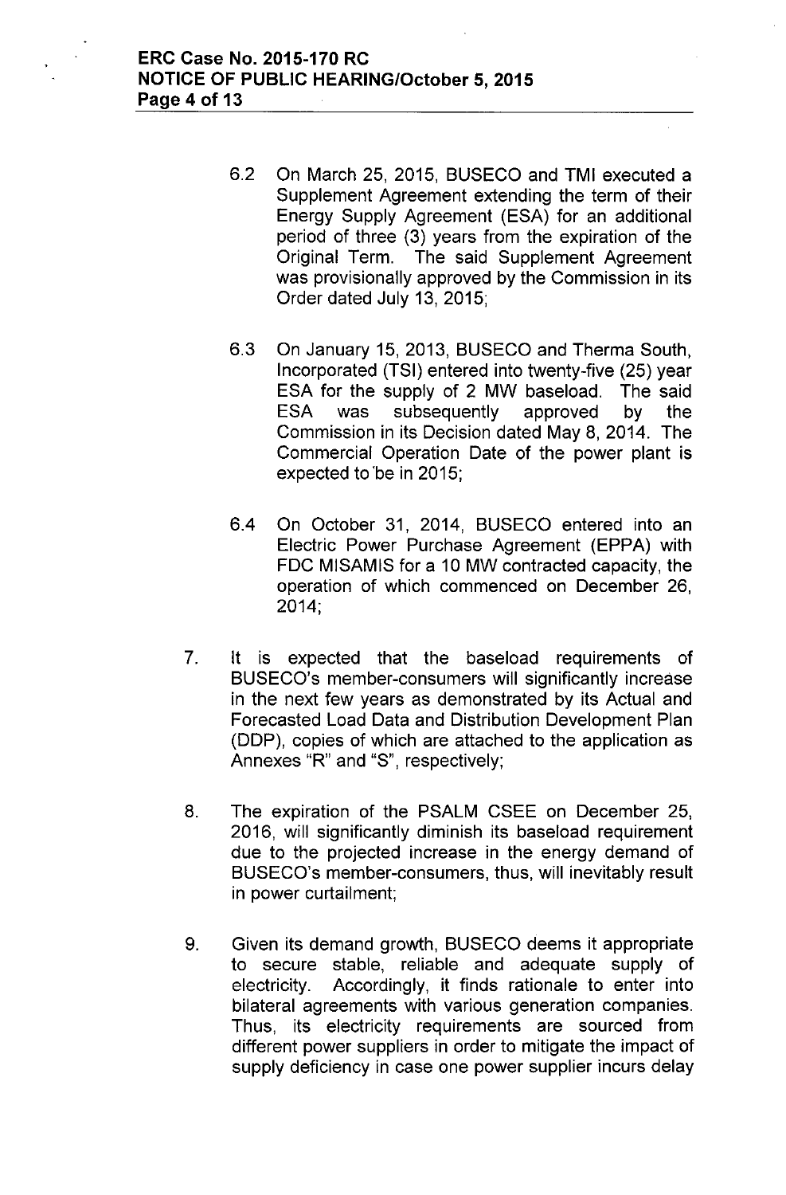6.2 On March 25, 2015, BUSECO and TMI executed a Supplement Agreement extending the term of their Energy Supply Agreement (ESA) for an additional period of three (3) years from the expiration of the Original Term. The said Supplement Agreement was provisionally approved by the Commission in its Order dated July 13, 2015;

6.3 On January 15, 2013, BUSECO and Therma South, Incorporated (TSI) entered into twenty-five (25) year ESA for the supply of 2 MW baseload. The said ESA was subsequently approved by the Commission in its Decision dated May 8, 2014. The Commercial Operation Date of the power plant is expected to be in 2015;

6.4 On October 31, 2014, BUSECO entered into an Electric Power Purchase Agreement (EPPA) with FDC MISAMIS for a 10 MW contracted capacity, the operation of which commenced on December 26, 2014;

7. It is expected that the baseload requirements of BUSECO's member-consumers will significantly increase in the next few years as demonstrated by its Actual and Forecasted Load Data and Distribution Development Plan (DDP), copies of which are attached to the application as Annexes "R" and "S", respectively;

8. The expiration of the PSALM CSEE on December 25, 2016, will significantly diminish its baseload requirement due to the projected increase in the energy demand of BUSECO's member-consumers, thus, will inevitably result in power curtailment;

9. Given its demand growth, BUSECO deems it appropriate to secure stable, reliable and adequate supply of electricity. Accordingly, it finds rationale to enter into bilateral agreements with various generation companies. Thus, its electricity requirements are sourced from different power suppliers in order to mitigate the impact of supply deficiency in case one power supplier incurs delay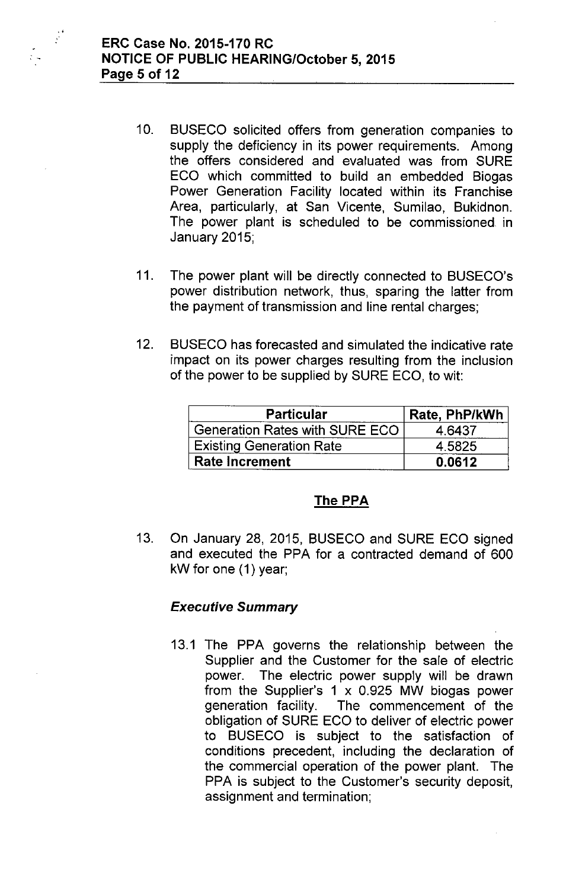10. BUSECO solicited offers from generation companies to supply the deficiency in its power requirements. Among the offers considered and evaluated was from SURE ECO which committed to build an embedded Biogas Power Generation Facility located within its Franchise Area, particularly, at San Vicente, Sumilao, Bukidnon. The power plant is scheduled to be commissioned in January 2015;

11. The power plant will be directly connected to BUSECO's power distribution network, thus, sparing the latter from the payment of transmission and line rental charges;

12. BUSECO has forecasted and simulated the indicative rate impact on its power charges resulting from the inclusion of the power to be supplied by SURE ECO, to wit:

| Particular | Rate, PhP/kWh |
|---|---|
| Generation Rates with SURE ECO | 4.6437 |
| Existing Generation Rate | 4.5825 |
| **Rate Increment** | **0.0612** |

## The PPA

13. On January 28, 2015, BUSECO and SURE ECO signed and executed the PPA for a contracted demand of 600 kW for one (1) year;

### *Executive Summary*

13.1 The PPA governs the relationship between the Supplier and the Customer for the sale of electric power. The electric power supply will be drawn from the Supplier's 1 x 0.925 MW biogas power generation facility. The commencement of the obligation of SURE ECO to deliver of electric power to BUSECO is subject to the satisfaction of conditions precedent, including the declaration of the commercial operation of the power plant. The PPA is subject to the Customer's security deposit, assignment and termination;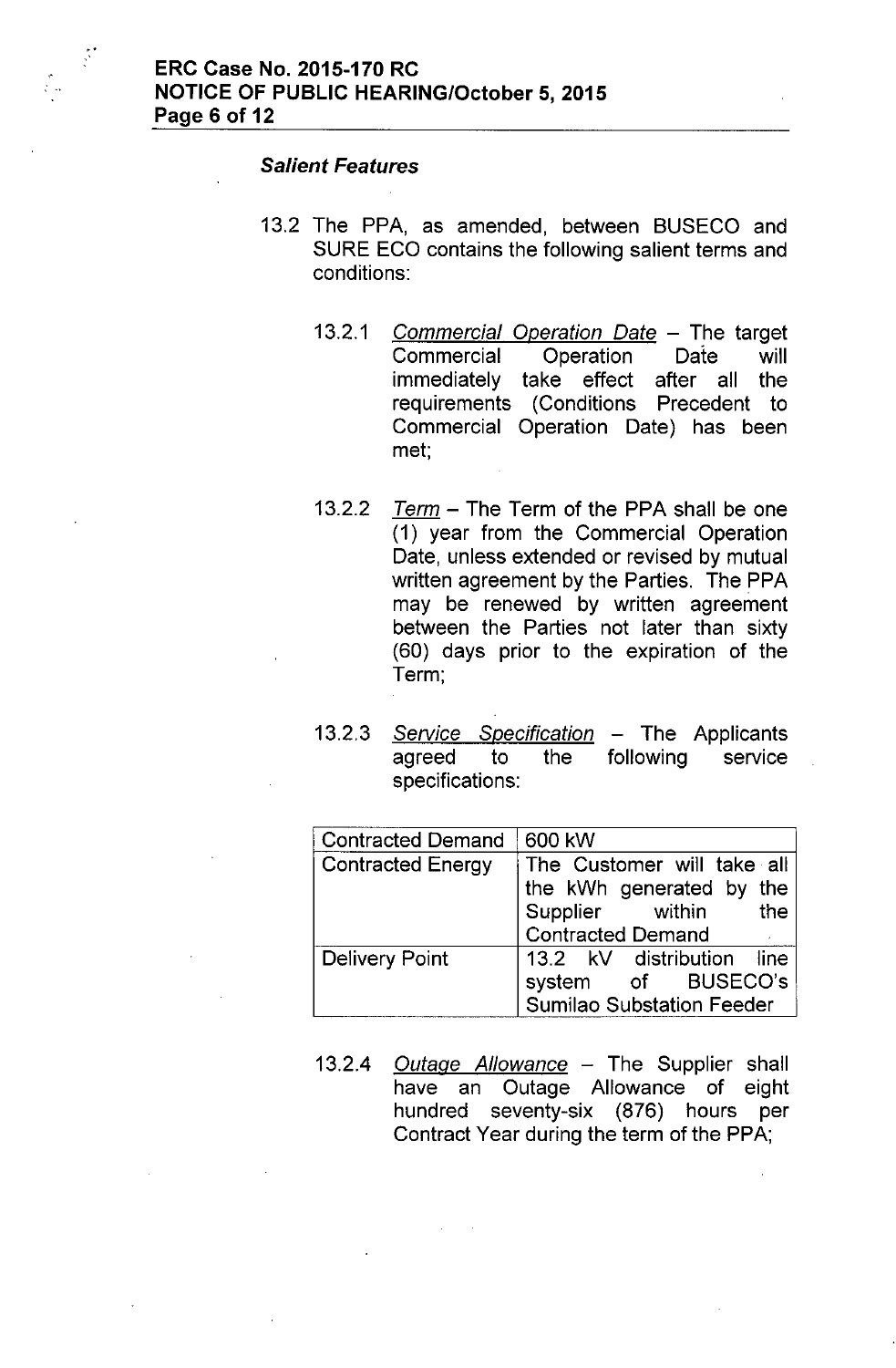***Salient Features***

13.2 The PPA, as amended, between BUSECO and SURE ECO contains the following salient terms and conditions:

13.2.1 Commercial Operation Date – The target Commercial Operation Date will immediately take effect after all the requirements (Conditions Precedent to Commercial Operation Date) has been met;

13.2.2 Term – The Term of the PPA shall be one (1) year from the Commercial Operation Date, unless extended or revised by mutual written agreement by the Parties. The PPA may be renewed by written agreement between the Parties not later than sixty (60) days prior to the expiration of the Term;

13.2.3 Service Specification – The Applicants agreed to the following service specifications:

| Contracted Demand | 600 kW |
|---|---|
| Contracted Energy | The Customer will take all the kWh generated by the Supplier within the Contracted Demand |
| Delivery Point | 13.2 kV distribution line system of BUSECO's Sumilao Substation Feeder |

13.2.4 Outage Allowance – The Supplier shall have an Outage Allowance of eight hundred seventy-six (876) hours per Contract Year during the term of the PPA;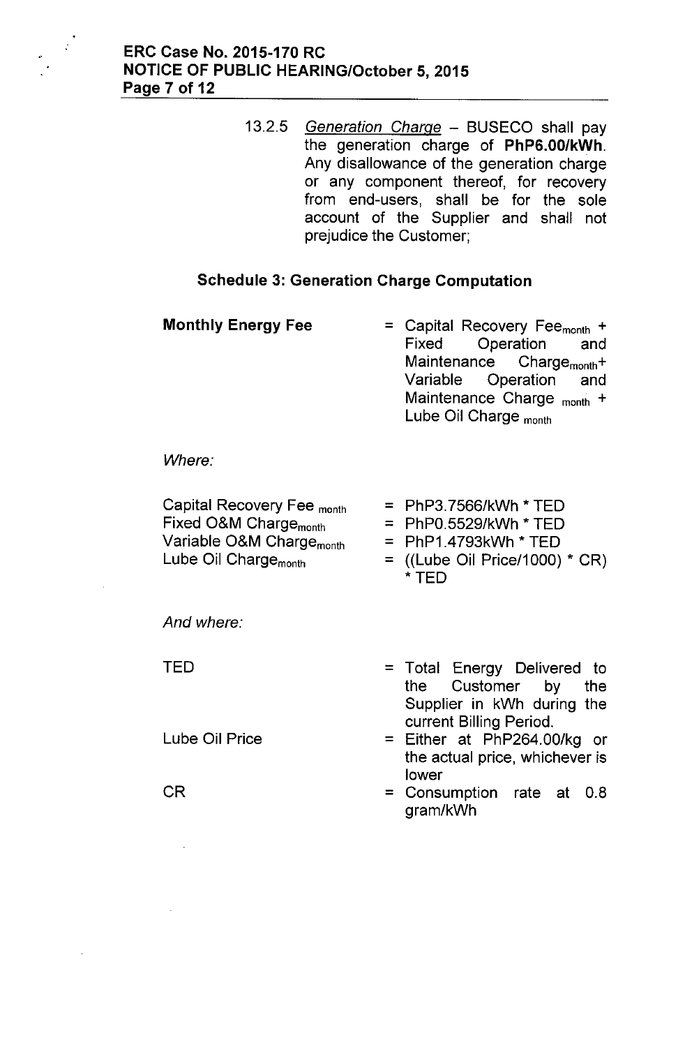13.2.5 *Generation Charge* – BUSECO shall pay the generation charge of **PhP6.00/kWh**. Any disallowance of the generation charge or any component thereof, for recovery from end-users, shall be for the sole account of the Supplier and shall not prejudice the Customer;

### Schedule 3: Generation Charge Computation

**Monthly Energy Fee** = Capital Recovery Fee$_{month}$ + Fixed Operation and Maintenance Charge$_{month}$ + Variable Operation and Maintenance Charge $_{month}$ + Lube Oil Charge $_{month}$

*Where:*

Capital Recovery Fee $_{month}$ = PhP3.7566/kWh * TED

Fixed O&M Charge$_{month}$ = PhP0.5529/kWh * TED

Variable O&M Charge$_{month}$ = PhP1.4793kWh * TED

Lube Oil Charge$_{month}$ = ((Lube Oil Price/1000) * CR) * TED

*And where:*

TED = Total Energy Delivered to the Customer by the Supplier in kWh during the current Billing Period.

Lube Oil Price = Either at PhP264.00/kg or the actual price, whichever is lower

CR = Consumption rate at 0.8 gram/kWh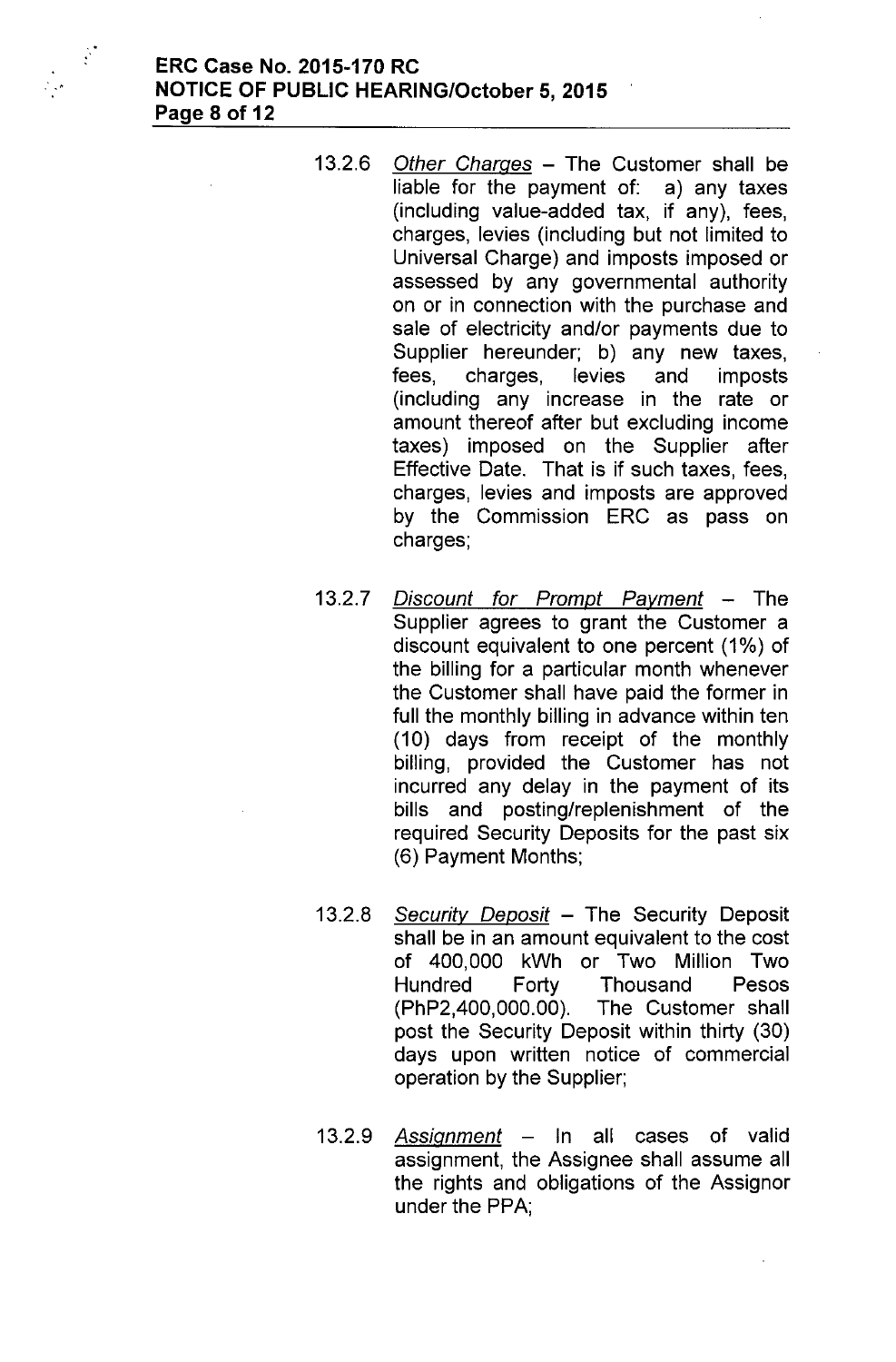13.2.6 *Other Charges* – The Customer shall be liable for the payment of: a) any taxes (including value-added tax, if any), fees, charges, levies (including but not limited to Universal Charge) and imposts imposed or assessed by any governmental authority on or in connection with the purchase and sale of electricity and/or payments due to Supplier hereunder; b) any new taxes, fees, charges, levies and imposts (including any increase in the rate or amount thereof after but excluding income taxes) imposed on the Supplier after Effective Date. That is if such taxes, fees, charges, levies and imposts are approved by the Commission ERC as pass on charges;

13.2.7 *Discount for Prompt Payment* – The Supplier agrees to grant the Customer a discount equivalent to one percent (1%) of the billing for a particular month whenever the Customer shall have paid the former in full the monthly billing in advance within ten (10) days from receipt of the monthly billing, provided the Customer has not incurred any delay in the payment of its bills and posting/replenishment of the required Security Deposits for the past six (6) Payment Months;

13.2.8 *Security Deposit* – The Security Deposit shall be in an amount equivalent to the cost of 400,000 kWh or Two Million Two Hundred Forty Thousand Pesos (PhP2,400,000.00). The Customer shall post the Security Deposit within thirty (30) days upon written notice of commercial operation by the Supplier;

13.2.9 *Assignment* – In all cases of valid assignment, the Assignee shall assume all the rights and obligations of the Assignor under the PPA;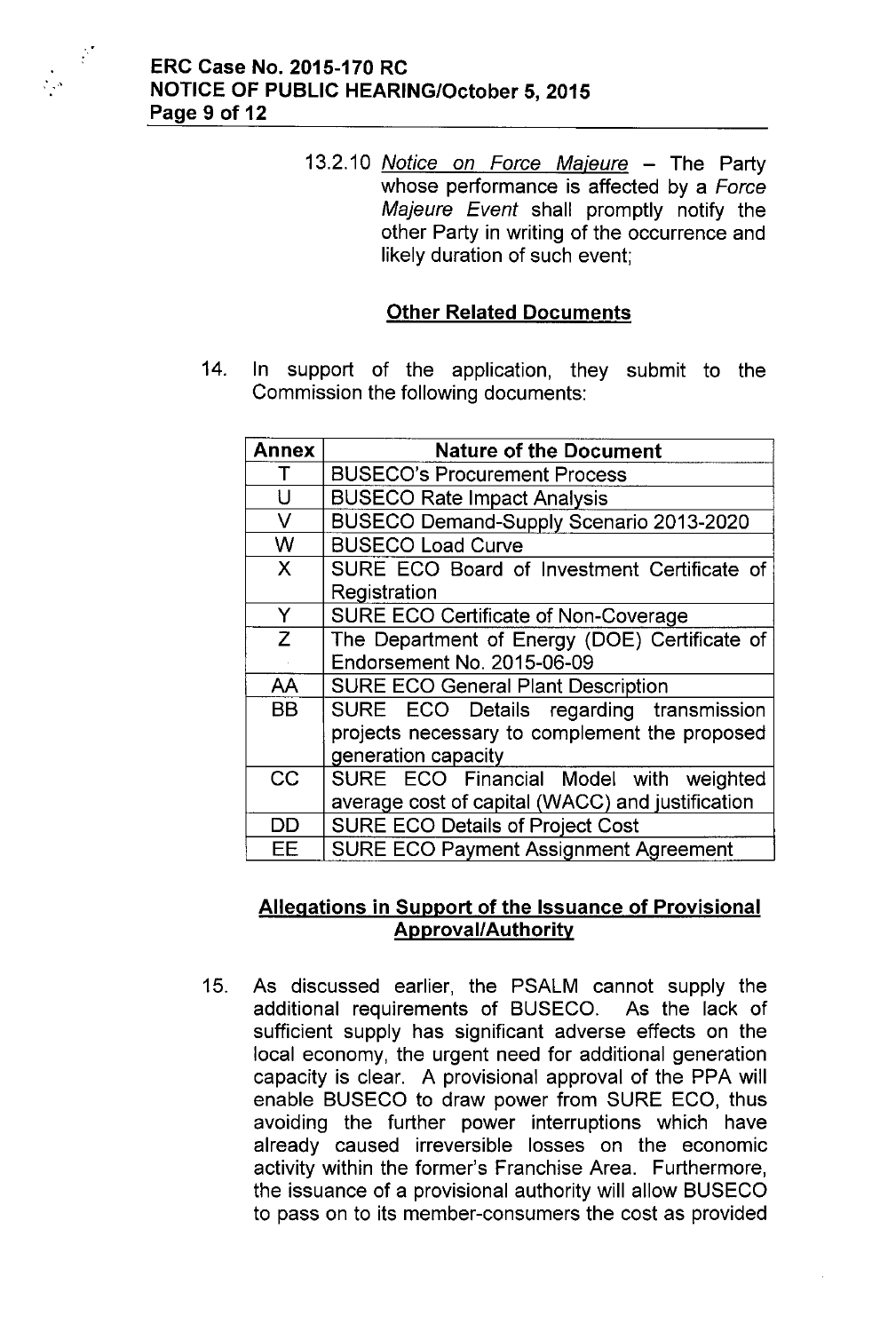13.2.10 *Notice on Force Majeure* – The Party whose performance is affected by a *Force Majeure Event* shall promptly notify the other Party in writing of the occurrence and likely duration of such event;

## Other Related Documents

14. In support of the application, they submit to the Commission the following documents:

| Annex | Nature of the Document |
|---|---|
| T | BUSECO's Procurement Process |
| U | BUSECO Rate Impact Analysis |
| V | BUSECO Demand-Supply Scenario 2013-2020 |
| W | BUSECO Load Curve |
| X | SURE ECO Board of Investment Certificate of Registration |
| Y | SURE ECO Certificate of Non-Coverage |
| Z | The Department of Energy (DOE) Certificate of Endorsement No. 2015-06-09 |
| AA | SURE ECO General Plant Description |
| BB | SURE ECO Details regarding transmission projects necessary to complement the proposed generation capacity |
| CC | SURE ECO Financial Model with weighted average cost of capital (WACC) and justification |
| DD | SURE ECO Details of Project Cost |
| EE | SURE ECO Payment Assignment Agreement |

## Allegations in Support of the Issuance of Provisional Approval/Authority

15. As discussed earlier, the PSALM cannot supply the additional requirements of BUSECO. As the lack of sufficient supply has significant adverse effects on the local economy, the urgent need for additional generation capacity is clear. A provisional approval of the PPA will enable BUSECO to draw power from SURE ECO, thus avoiding the further power interruptions which have already caused irreversible losses on the economic activity within the former's Franchise Area. Furthermore, the issuance of a provisional authority will allow BUSECO to pass on to its member-consumers the cost as provided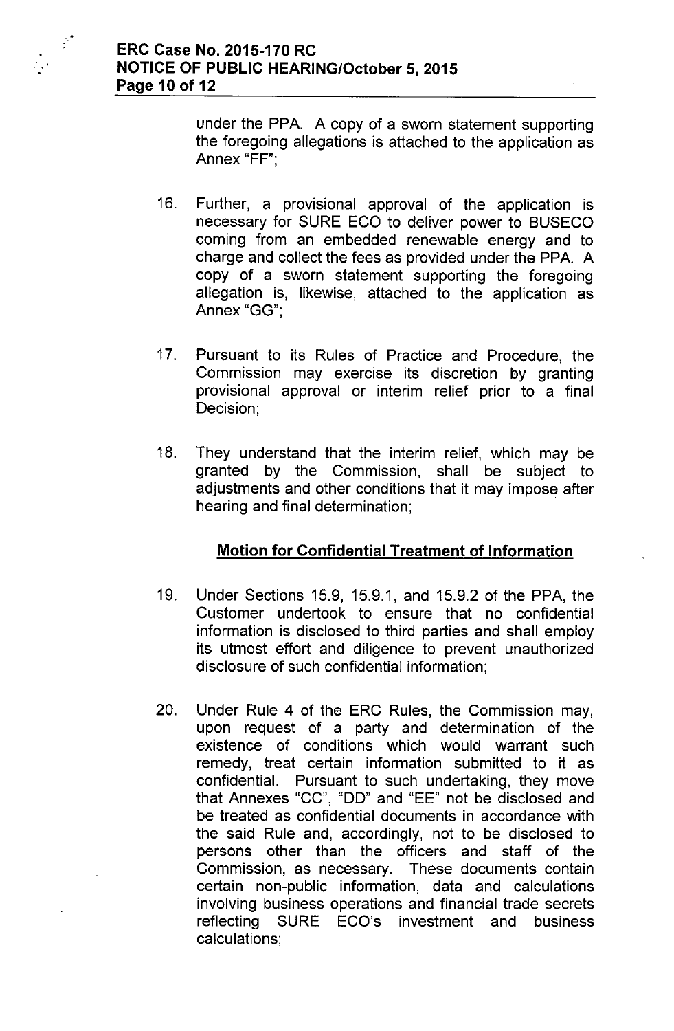under the PPA. A copy of a sworn statement supporting the foregoing allegations is attached to the application as Annex "FF";

16. Further, a provisional approval of the application is necessary for SURE ECO to deliver power to BUSECO coming from an embedded renewable energy and to charge and collect the fees as provided under the PPA. A copy of a sworn statement supporting the foregoing allegation is, likewise, attached to the application as Annex "GG";

17. Pursuant to its Rules of Practice and Procedure, the Commission may exercise its discretion by granting provisional approval or interim relief prior to a final Decision;

18. They understand that the interim relief, which may be granted by the Commission, shall be subject to adjustments and other conditions that it may impose after hearing and final determination;

## Motion for Confidential Treatment of Information

19. Under Sections 15.9, 15.9.1, and 15.9.2 of the PPA, the Customer undertook to ensure that no confidential information is disclosed to third parties and shall employ its utmost effort and diligence to prevent unauthorized disclosure of such confidential information;

20. Under Rule 4 of the ERC Rules, the Commission may, upon request of a party and determination of the existence of conditions which would warrant such remedy, treat certain information submitted to it as confidential. Pursuant to such undertaking, they move that Annexes "CC", "DD" and "EE" not be disclosed and be treated as confidential documents in accordance with the said Rule and, accordingly, not to be disclosed to persons other than the officers and staff of the Commission, as necessary. These documents contain certain non-public information, data and calculations involving business operations and financial trade secrets reflecting SURE ECO's investment and business calculations;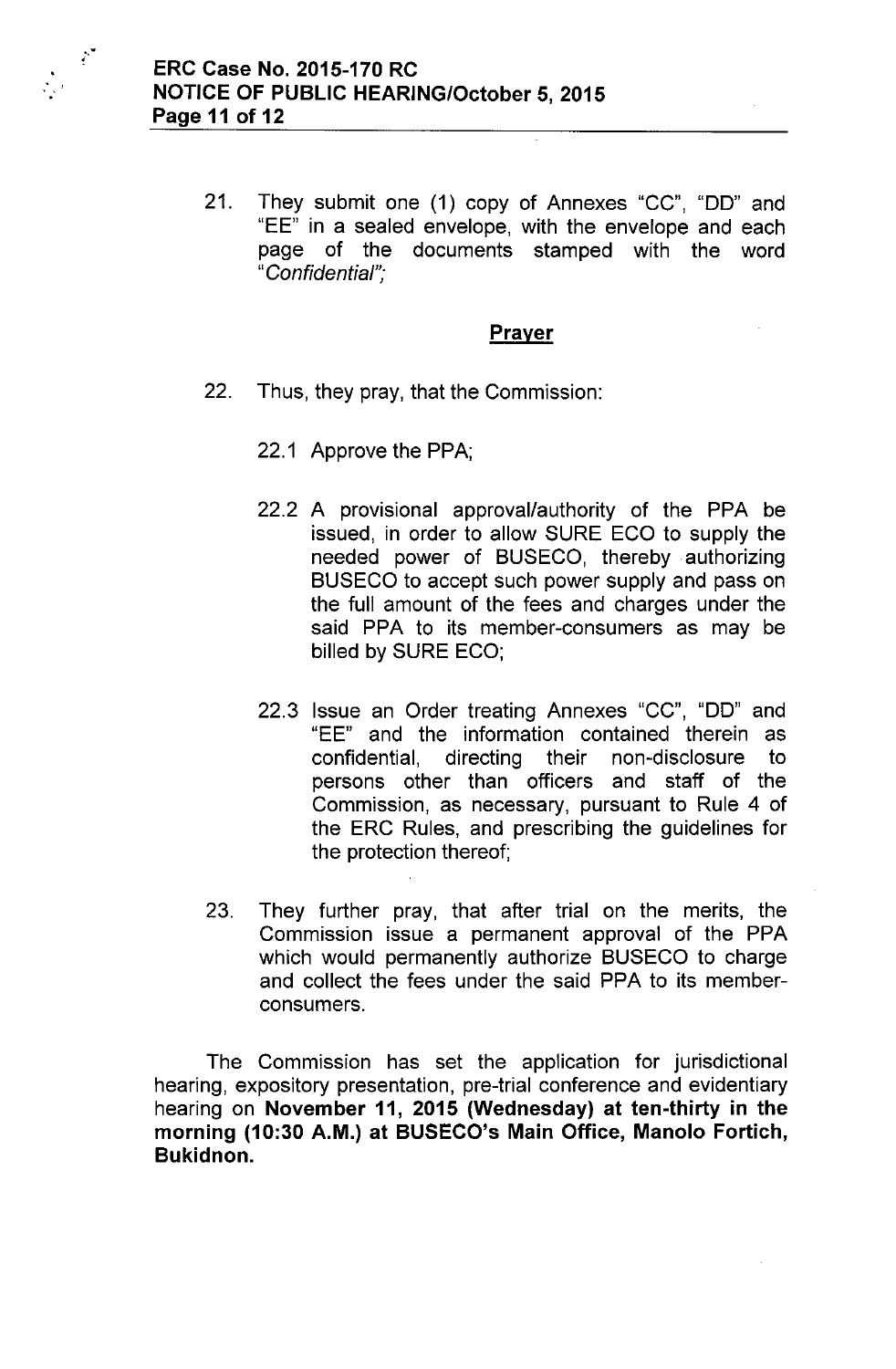21. They submit one (1) copy of Annexes "CC", "DD" and "EE" in a sealed envelope, with the envelope and each page of the documents stamped with the word "*Confidential*";

## Prayer

22. Thus, they pray, that the Commission:

    22.1 Approve the PPA;

    22.2 A provisional approval/authority of the PPA be issued, in order to allow SURE ECO to supply the needed power of BUSECO, thereby authorizing BUSECO to accept such power supply and pass on the full amount of the fees and charges under the said PPA to its member-consumers as may be billed by SURE ECO;

    22.3 Issue an Order treating Annexes "CC", "DD" and "EE" and the information contained therein as confidential, directing their non-disclosure to persons other than officers and staff of the Commission, as necessary, pursuant to Rule 4 of the ERC Rules, and prescribing the guidelines for the protection thereof;

23. They further pray, that after trial on the merits, the Commission issue a permanent approval of the PPA which would permanently authorize BUSECO to charge and collect the fees under the said PPA to its member-consumers.

The Commission has set the application for jurisdictional hearing, expository presentation, pre-trial conference and evidentiary hearing on **November 11, 2015 (Wednesday) at ten-thirty in the morning (10:30 A.M.) at BUSECO's Main Office, Manolo Fortich, Bukidnon.**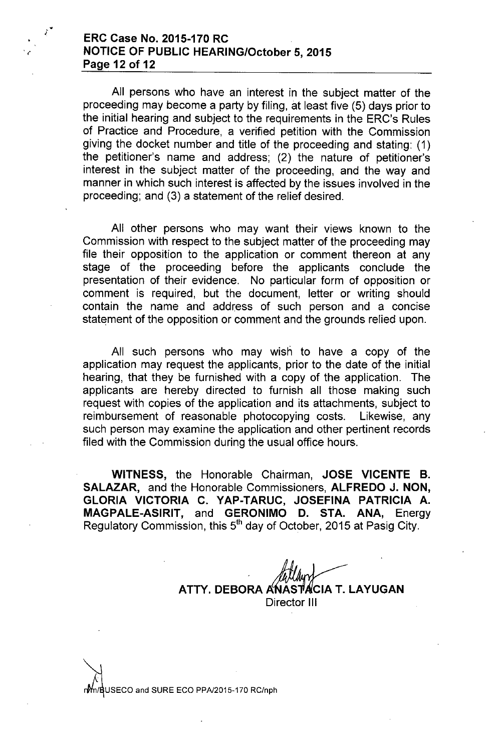All persons who have an interest in the subject matter of the proceeding may become a party by filing, at least five (5) days prior to the initial hearing and subject to the requirements in the ERC's Rules of Practice and Procedure, a verified petition with the Commission giving the docket number and title of the proceeding and stating: (1) the petitioner's name and address; (2) the nature of petitioner's interest in the subject matter of the proceeding, and the way and manner in which such interest is affected by the issues involved in the proceeding; and (3) a statement of the relief desired.

All other persons who may want their views known to the Commission with respect to the subject matter of the proceeding may file their opposition to the application or comment thereon at any stage of the proceeding before the applicants conclude the presentation of their evidence. No particular form of opposition or comment is required, but the document, letter or writing should contain the name and address of such person and a concise statement of the opposition or comment and the grounds relied upon.

All such persons who may wish to have a copy of the application may request the applicants, prior to the date of the initial hearing, that they be furnished with a copy of the application. The applicants are hereby directed to furnish all those making such request with copies of the application and its attachments, subject to reimbursement of reasonable photocopying costs. Likewise, any such person may examine the application and other pertinent records filed with the Commission during the usual office hours.

**WITNESS,** the Honorable Chairman, **JOSE VICENTE B. SALAZAR,** and the Honorable Commissioners, **ALFREDO J. NON, GLORIA VICTORIA C. YAP-TARUC, JOSEFINA PATRICIA A. MAGPALE-ASIRIT,** and **GERONIMO D. STA. ANA,** Energy Regulatory Commission, this 5th day of October, 2015 at Pasig City.

**ATTY. DEBORA ANASTACIA T. LAYUGAN**
Director III

nm/BUSECO and SURE ECO PPA/2015-170 RC/nph